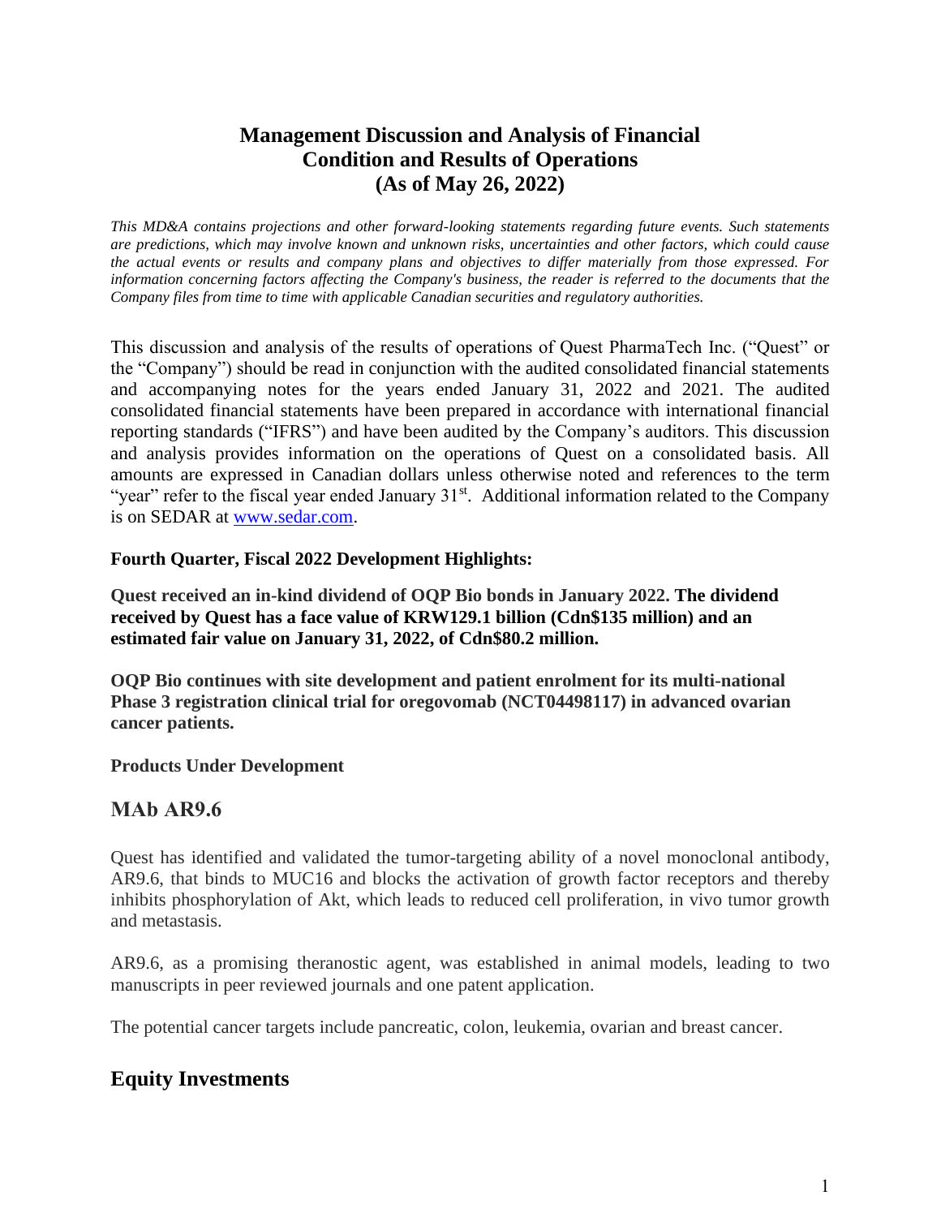# Management Discussion and Analysis of Financial Condition and Results of Operations (As of May 26, 2022)

*This MD&A contains projections and other forward-looking statements regarding future events. Such statements are predictions, which may involve known and unknown risks, uncertainties and other factors, which could cause the actual events or results and company plans and objectives to differ materially from those expressed. For information concerning factors affecting the Company's business, the reader is referred to the documents that the Company files from time to time with applicable Canadian securities and regulatory authorities.*

This discussion and analysis of the results of operations of Quest PharmaTech Inc. ("Quest" or the "Company") should be read in conjunction with the audited consolidated financial statements and accompanying notes for the years ended January 31, 2022 and 2021. The audited consolidated financial statements have been prepared in accordance with international financial reporting standards ("IFRS") and have been audited by the Company's auditors. This discussion and analysis provides information on the operations of Quest on a consolidated basis. All amounts are expressed in Canadian dollars unless otherwise noted and references to the term "year" refer to the fiscal year ended January 31st. Additional information related to the Company is on SEDAR at www.sedar.com.

**Fourth Quarter, Fiscal 2022 Development Highlights:**

**Quest received an in-kind dividend of OQP Bio bonds in January 2022. The dividend received by Quest has a face value of KRW129.1 billion (Cdn$135 million) and an estimated fair value on January 31, 2022, of Cdn$80.2 million.**

**OQP Bio continues with site development and patient enrolment for its multi-national Phase 3 registration clinical trial for oregovomab (NCT04498117) in advanced ovarian cancer patients.**

**Products Under Development**

## MAb AR9.6

Quest has identified and validated the tumor-targeting ability of a novel monoclonal antibody, AR9.6, that binds to MUC16 and blocks the activation of growth factor receptors and thereby inhibits phosphorylation of Akt, which leads to reduced cell proliferation, in vivo tumor growth and metastasis.

AR9.6, as a promising theranostic agent, was established in animal models, leading to two manuscripts in peer reviewed journals and one patent application.

The potential cancer targets include pancreatic, colon, leukemia, ovarian and breast cancer.

## Equity Investments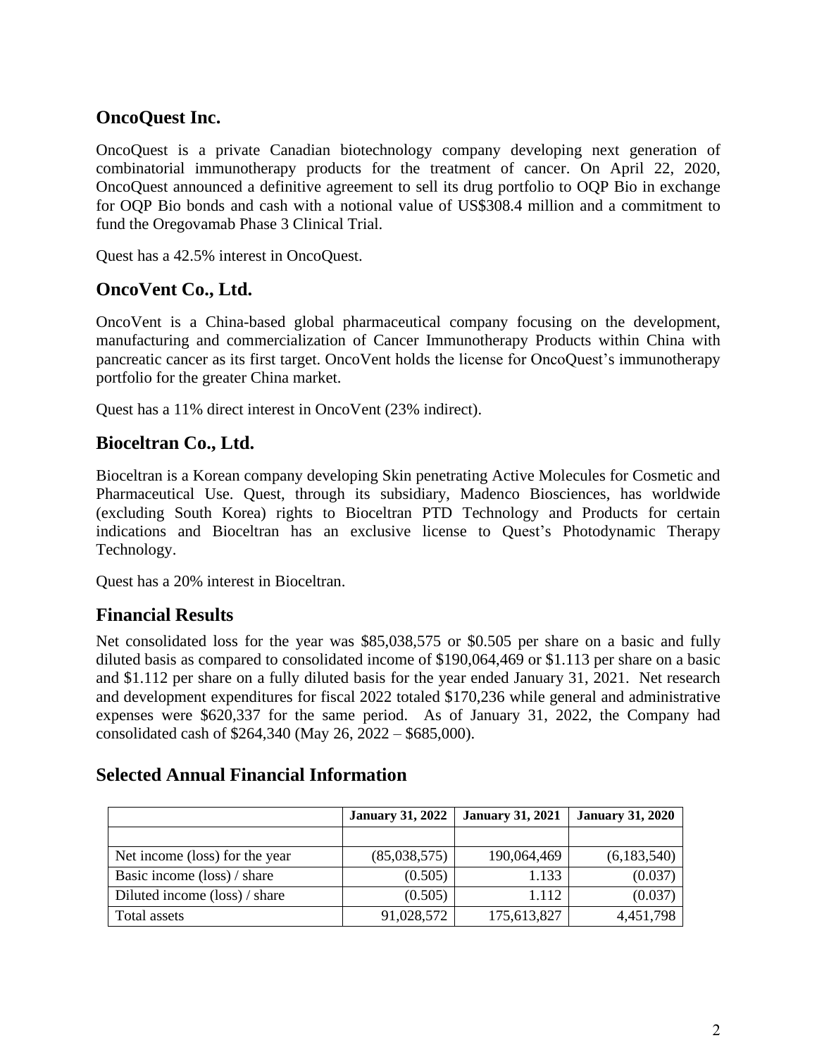## OncoQuest Inc.

OncoQuest is a private Canadian biotechnology company developing next generation of combinatorial immunotherapy products for the treatment of cancer. On April 22, 2020, OncoQuest announced a definitive agreement to sell its drug portfolio to OQP Bio in exchange for OQP Bio bonds and cash with a notional value of US$308.4 million and a commitment to fund the Oregovamab Phase 3 Clinical Trial.

Quest has a 42.5% interest in OncoQuest.

## OncoVent Co., Ltd.

OncoVent is a China-based global pharmaceutical company focusing on the development, manufacturing and commercialization of Cancer Immunotherapy Products within China with pancreatic cancer as its first target. OncoVent holds the license for OncoQuest's immunotherapy portfolio for the greater China market.

Quest has a 11% direct interest in OncoVent (23% indirect).

## Bioceltran Co., Ltd.

Bioceltran is a Korean company developing Skin penetrating Active Molecules for Cosmetic and Pharmaceutical Use. Quest, through its subsidiary, Madenco Biosciences, has worldwide (excluding South Korea) rights to Bioceltran PTD Technology and Products for certain indications and Bioceltran has an exclusive license to Quest's Photodynamic Therapy Technology.

Quest has a 20% interest in Bioceltran.

## Financial Results

Net consolidated loss for the year was $85,038,575 or $0.505 per share on a basic and fully diluted basis as compared to consolidated income of $190,064,469 or $1.113 per share on a basic and $1.112 per share on a fully diluted basis for the year ended January 31, 2021. Net research and development expenditures for fiscal 2022 totaled $170,236 while general and administrative expenses were $620,337 for the same period. As of January 31, 2022, the Company had consolidated cash of $264,340 (May 26, 2022 – $685,000).

## Selected Annual Financial Information

| | January 31, 2022 | January 31, 2021 | January 31, 2020 |
|---|---|---|---|
| | | | |
| Net income (loss) for the year | (85,038,575) | 190,064,469 | (6,183,540) |
| Basic income (loss) / share | (0.505) | 1.133 | (0.037) |
| Diluted income (loss) / share | (0.505) | 1.112 | (0.037) |
| Total assets | 91,028,572 | 175,613,827 | 4,451,798 |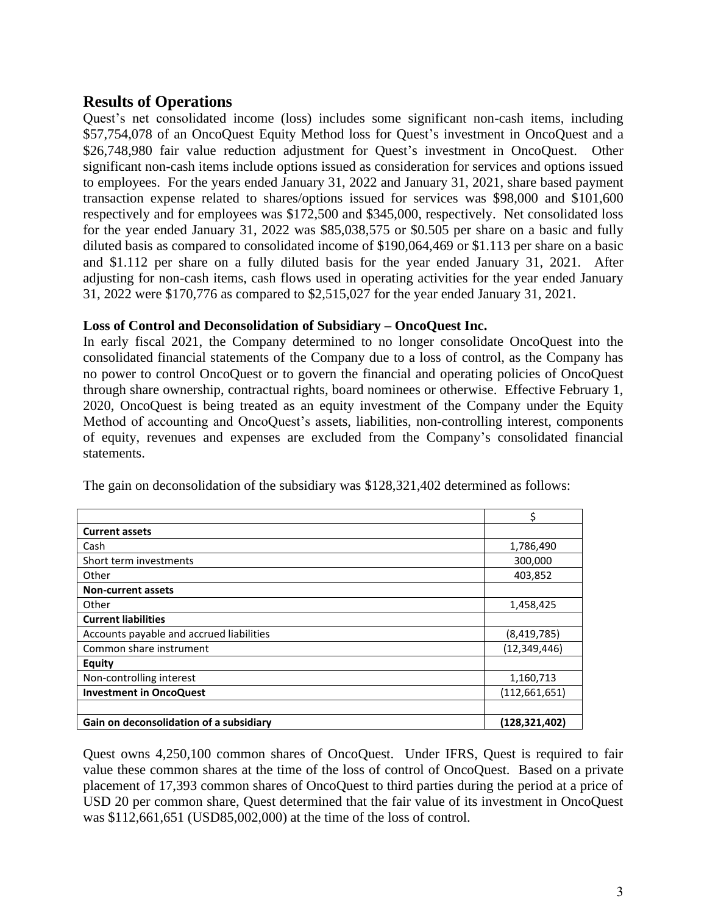## Results of Operations

Quest's net consolidated income (loss) includes some significant non-cash items, including $57,754,078 of an OncoQuest Equity Method loss for Quest's investment in OncoQuest and a $26,748,980 fair value reduction adjustment for Quest's investment in OncoQuest. Other significant non-cash items include options issued as consideration for services and options issued to employees. For the years ended January 31, 2022 and January 31, 2021, share based payment transaction expense related to shares/options issued for services was $98,000 and $101,600 respectively and for employees was $172,500 and $345,000, respectively. Net consolidated loss for the year ended January 31, 2022 was $85,038,575 or $0.505 per share on a basic and fully diluted basis as compared to consolidated income of $190,064,469 or $1.113 per share on a basic and $1.112 per share on a fully diluted basis for the year ended January 31, 2021. After adjusting for non-cash items, cash flows used in operating activities for the year ended January 31, 2022 were $170,776 as compared to $2,515,027 for the year ended January 31, 2021.

**Loss of Control and Deconsolidation of Subsidiary – OncoQuest Inc.**

In early fiscal 2021, the Company determined to no longer consolidate OncoQuest into the consolidated financial statements of the Company due to a loss of control, as the Company has no power to control OncoQuest or to govern the financial and operating policies of OncoQuest through share ownership, contractual rights, board nominees or otherwise. Effective February 1, 2020, OncoQuest is being treated as an equity investment of the Company under the Equity Method of accounting and OncoQuest's assets, liabilities, non-controlling interest, components of equity, revenues and expenses are excluded from the Company's consolidated financial statements.

The gain on deconsolidation of the subsidiary was $128,321,402 determined as follows:

| | $ |
|---|---|
| **Current assets** | |
| Cash | 1,786,490 |
| Short term investments | 300,000 |
| Other | 403,852 |
| **Non-current assets** | |
| Other | 1,458,425 |
| **Current liabilities** | |
| Accounts payable and accrued liabilities | (8,419,785) |
| Common share instrument | (12,349,446) |
| **Equity** | |
| Non-controlling interest | 1,160,713 |
| **Investment in OncoQuest** | (112,661,651) |
| | |
| **Gain on deconsolidation of a subsidiary** | **(128,321,402)** |

Quest owns 4,250,100 common shares of OncoQuest. Under IFRS, Quest is required to fair value these common shares at the time of the loss of control of OncoQuest. Based on a private placement of 17,393 common shares of OncoQuest to third parties during the period at a price of USD 20 per common share, Quest determined that the fair value of its investment in OncoQuest was $112,661,651 (USD85,002,000) at the time of the loss of control.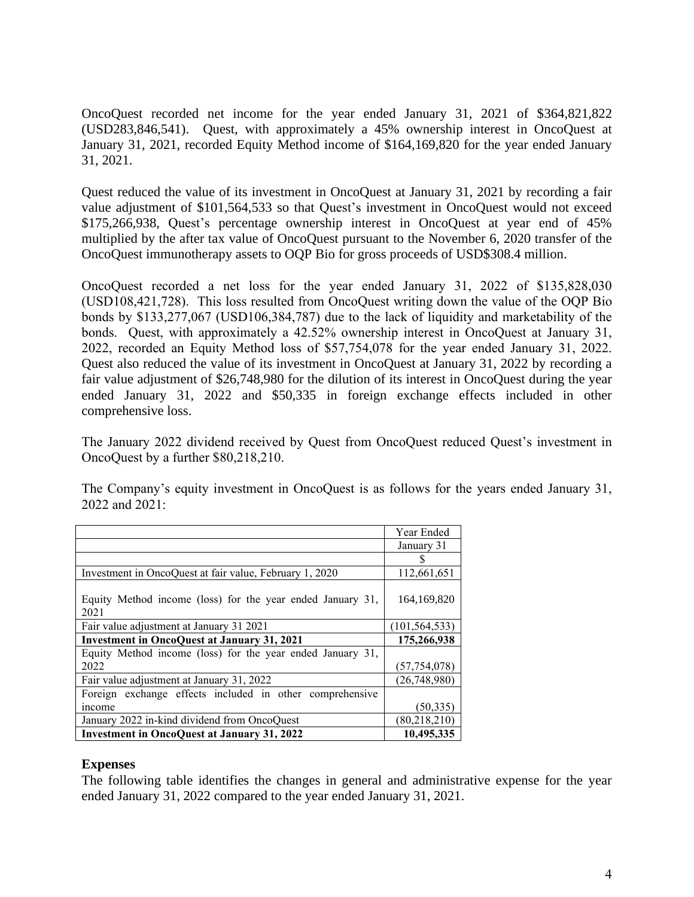OncoQuest recorded net income for the year ended January 31, 2021 of $364,821,822 (USD283,846,541). Quest, with approximately a 45% ownership interest in OncoQuest at January 31, 2021, recorded Equity Method income of $164,169,820 for the year ended January 31, 2021.

Quest reduced the value of its investment in OncoQuest at January 31, 2021 by recording a fair value adjustment of $101,564,533 so that Quest's investment in OncoQuest would not exceed $175,266,938, Quest's percentage ownership interest in OncoQuest at year end of 45% multiplied by the after tax value of OncoQuest pursuant to the November 6, 2020 transfer of the OncoQuest immunotherapy assets to OQP Bio for gross proceeds of USD$308.4 million.

OncoQuest recorded a net loss for the year ended January 31, 2022 of $135,828,030 (USD108,421,728). This loss resulted from OncoQuest writing down the value of the OQP Bio bonds by $133,277,067 (USD106,384,787) due to the lack of liquidity and marketability of the bonds. Quest, with approximately a 42.52% ownership interest in OncoQuest at January 31, 2022, recorded an Equity Method loss of $57,754,078 for the year ended January 31, 2022. Quest also reduced the value of its investment in OncoQuest at January 31, 2022 by recording a fair value adjustment of $26,748,980 for the dilution of its interest in OncoQuest during the year ended January 31, 2022 and $50,335 in foreign exchange effects included in other comprehensive loss.

The January 2022 dividend received by Quest from OncoQuest reduced Quest's investment in OncoQuest by a further $80,218,210.

The Company's equity investment in OncoQuest is as follows for the years ended January 31, 2022 and 2021:

| | Year Ended |
|---|---|
| | January 31 |
| | $ |
| Investment in OncoQuest at fair value, February 1, 2020 | 112,661,651 |
| Equity Method income (loss) for the year ended January 31, 2021 | 164,169,820 |
| Fair value adjustment at January 31 2021 | (101,564,533) |
| **Investment in OncoQuest at January 31, 2021** | **175,266,938** |
| Equity Method income (loss) for the year ended January 31, 2022 | (57,754,078) |
| Fair value adjustment at January 31, 2022 | (26,748,980) |
| Foreign exchange effects included in other comprehensive income | (50,335) |
| January 2022 in-kind dividend from OncoQuest | (80,218,210) |
| **Investment in OncoQuest at January 31, 2022** | **10,495,335** |

## Expenses

The following table identifies the changes in general and administrative expense for the year ended January 31, 2022 compared to the year ended January 31, 2021.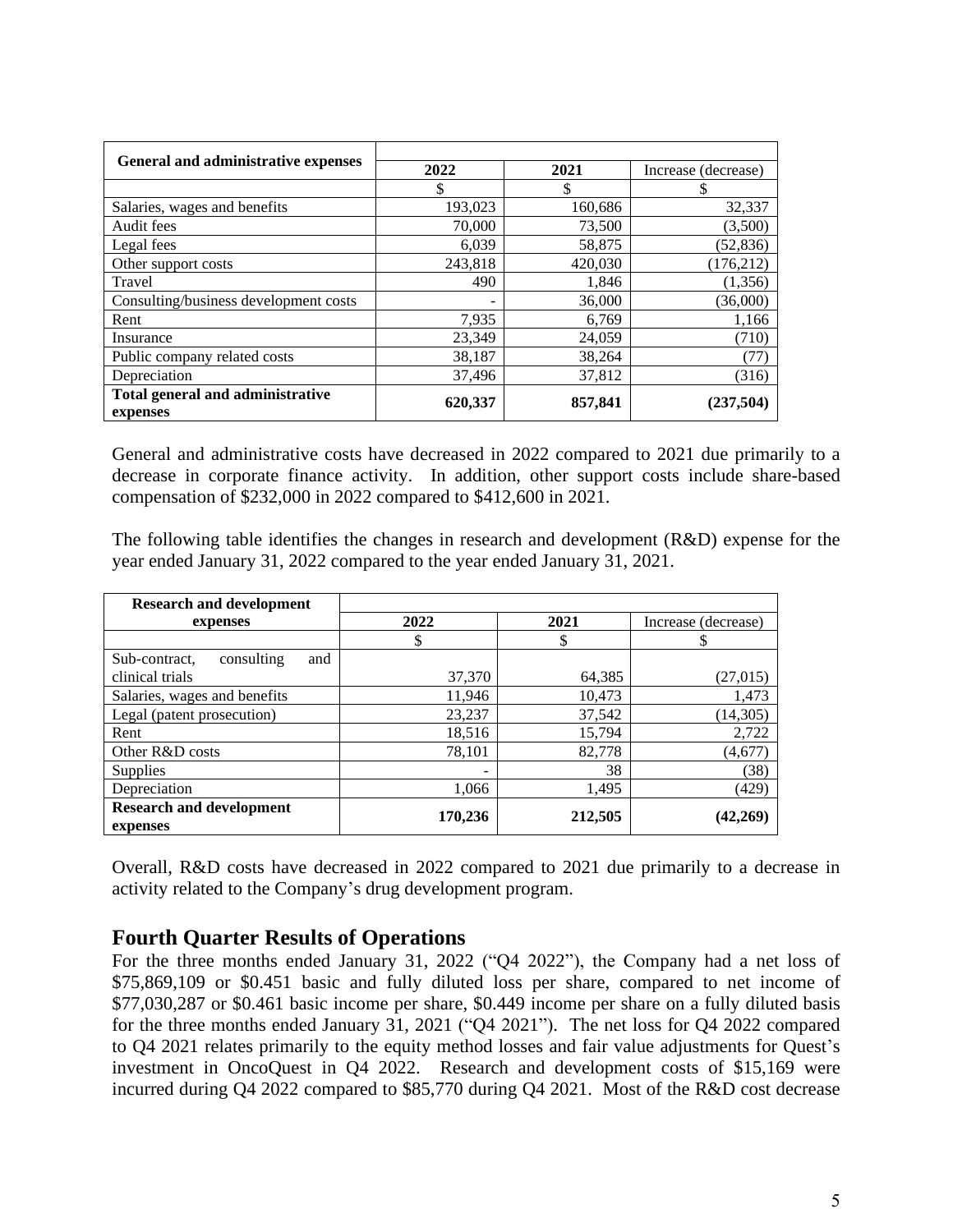| General and administrative expenses | 2022 | 2021 | Increase (decrease) |
|---|---|---|---|
| | $ | $ | $ |
| Salaries, wages and benefits | 193,023 | 160,686 | 32,337 |
| Audit fees | 70,000 | 73,500 | (3,500) |
| Legal fees | 6,039 | 58,875 | (52,836) |
| Other support costs | 243,818 | 420,030 | (176,212) |
| Travel | 490 | 1,846 | (1,356) |
| Consulting/business development costs | - | 36,000 | (36,000) |
| Rent | 7,935 | 6,769 | 1,166 |
| Insurance | 23,349 | 24,059 | (710) |
| Public company related costs | 38,187 | 38,264 | (77) |
| Depreciation | 37,496 | 37,812 | (316) |
| **Total general and administrative expenses** | **620,337** | **857,841** | **(237,504)** |

General and administrative costs have decreased in 2022 compared to 2021 due primarily to a decrease in corporate finance activity. In addition, other support costs include share-based compensation of $232,000 in 2022 compared to $412,600 in 2021.

The following table identifies the changes in research and development (R&D) expense for the year ended January 31, 2022 compared to the year ended January 31, 2021.

| Research and development expenses | 2022 | 2021 | Increase (decrease) |
|---|---|---|---|
| | $ | $ | $ |
| Sub-contract, consulting and clinical trials | 37,370 | 64,385 | (27,015) |
| Salaries, wages and benefits | 11,946 | 10,473 | 1,473 |
| Legal (patent prosecution) | 23,237 | 37,542 | (14,305) |
| Rent | 18,516 | 15,794 | 2,722 |
| Other R&D costs | 78,101 | 82,778 | (4,677) |
| Supplies | - | 38 | (38) |
| Depreciation | 1,066 | 1,495 | (429) |
| **Research and development expenses** | **170,236** | **212,505** | **(42,269)** |

Overall, R&D costs have decreased in 2022 compared to 2021 due primarily to a decrease in activity related to the Company's drug development program.

## Fourth Quarter Results of Operations

For the three months ended January 31, 2022 ("Q4 2022"), the Company had a net loss of $75,869,109 or $0.451 basic and fully diluted loss per share, compared to net income of $77,030,287 or $0.461 basic income per share, $0.449 income per share on a fully diluted basis for the three months ended January 31, 2021 ("Q4 2021"). The net loss for Q4 2022 compared to Q4 2021 relates primarily to the equity method losses and fair value adjustments for Quest's investment in OncoQuest in Q4 2022. Research and development costs of $15,169 were incurred during Q4 2022 compared to $85,770 during Q4 2021. Most of the R&D cost decrease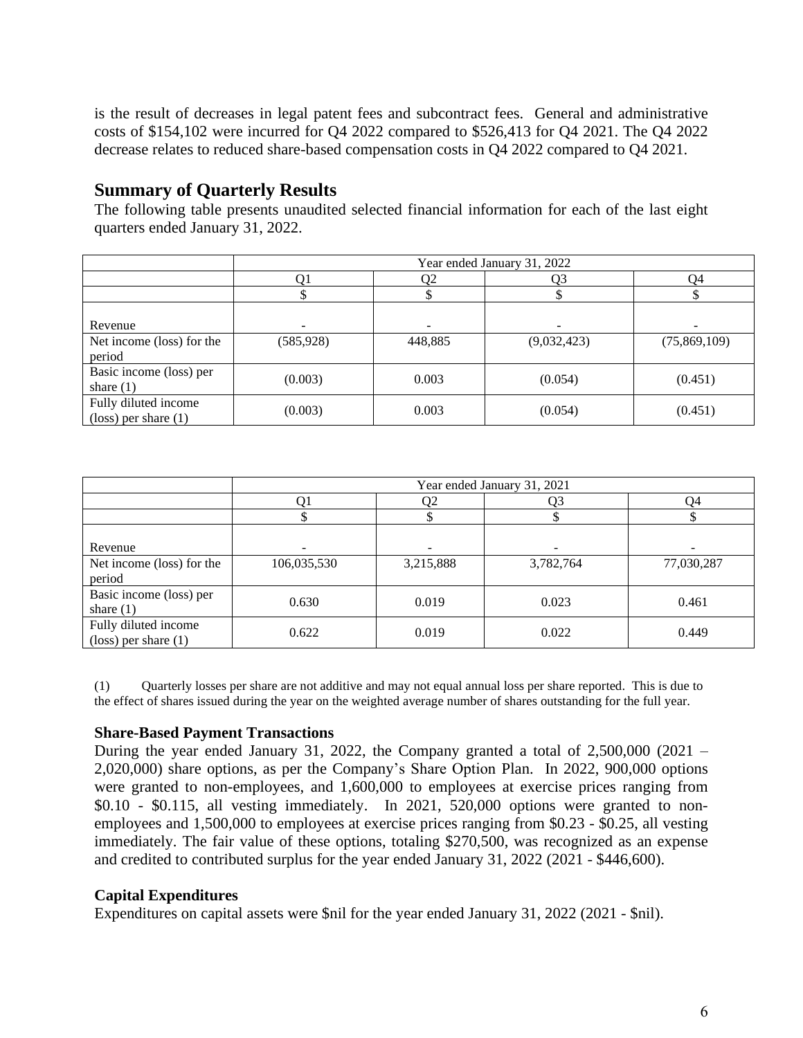is the result of decreases in legal patent fees and subcontract fees. General and administrative costs of $154,102 were incurred for Q4 2022 compared to $526,413 for Q4 2021. The Q4 2022 decrease relates to reduced share-based compensation costs in Q4 2022 compared to Q4 2021.

## Summary of Quarterly Results

The following table presents unaudited selected financial information for each of the last eight quarters ended January 31, 2022.

| | Year ended January 31, 2022 | | | |
|---|---|---|---|---|
| | Q1 | Q2 | Q3 | Q4 |
| | $ | $ | $ | $ |
| Revenue | - | - | - | - |
| Net income (loss) for the period | (585,928) | 448,885 | (9,032,423) | (75,869,109) |
| Basic income (loss) per share (1) | (0.003) | 0.003 | (0.054) | (0.451) |
| Fully diluted income (loss) per share (1) | (0.003) | 0.003 | (0.054) | (0.451) |

| | Year ended January 31, 2021 | | | |
|---|---|---|---|---|
| | Q1 | Q2 | Q3 | Q4 |
| | $ | $ | $ | $ |
| Revenue | - | - | - | - |
| Net income (loss) for the period | 106,035,530 | 3,215,888 | 3,782,764 | 77,030,287 |
| Basic income (loss) per share (1) | 0.630 | 0.019 | 0.023 | 0.461 |
| Fully diluted income (loss) per share (1) | 0.622 | 0.019 | 0.022 | 0.449 |

(1) Quarterly losses per share are not additive and may not equal annual loss per share reported. This is due to the effect of shares issued during the year on the weighted average number of shares outstanding for the full year.

### Share-Based Payment Transactions

During the year ended January 31, 2022, the Company granted a total of 2,500,000 (2021 – 2,020,000) share options, as per the Company's Share Option Plan. In 2022, 900,000 options were granted to non-employees, and 1,600,000 to employees at exercise prices ranging from $0.10 - $0.115, all vesting immediately. In 2021, 520,000 options were granted to non-employees and 1,500,000 to employees at exercise prices ranging from $0.23 - $0.25, all vesting immediately. The fair value of these options, totaling $270,500, was recognized as an expense and credited to contributed surplus for the year ended January 31, 2022 (2021 - $446,600).

### Capital Expenditures

Expenditures on capital assets were $nil for the year ended January 31, 2022 (2021 - $nil).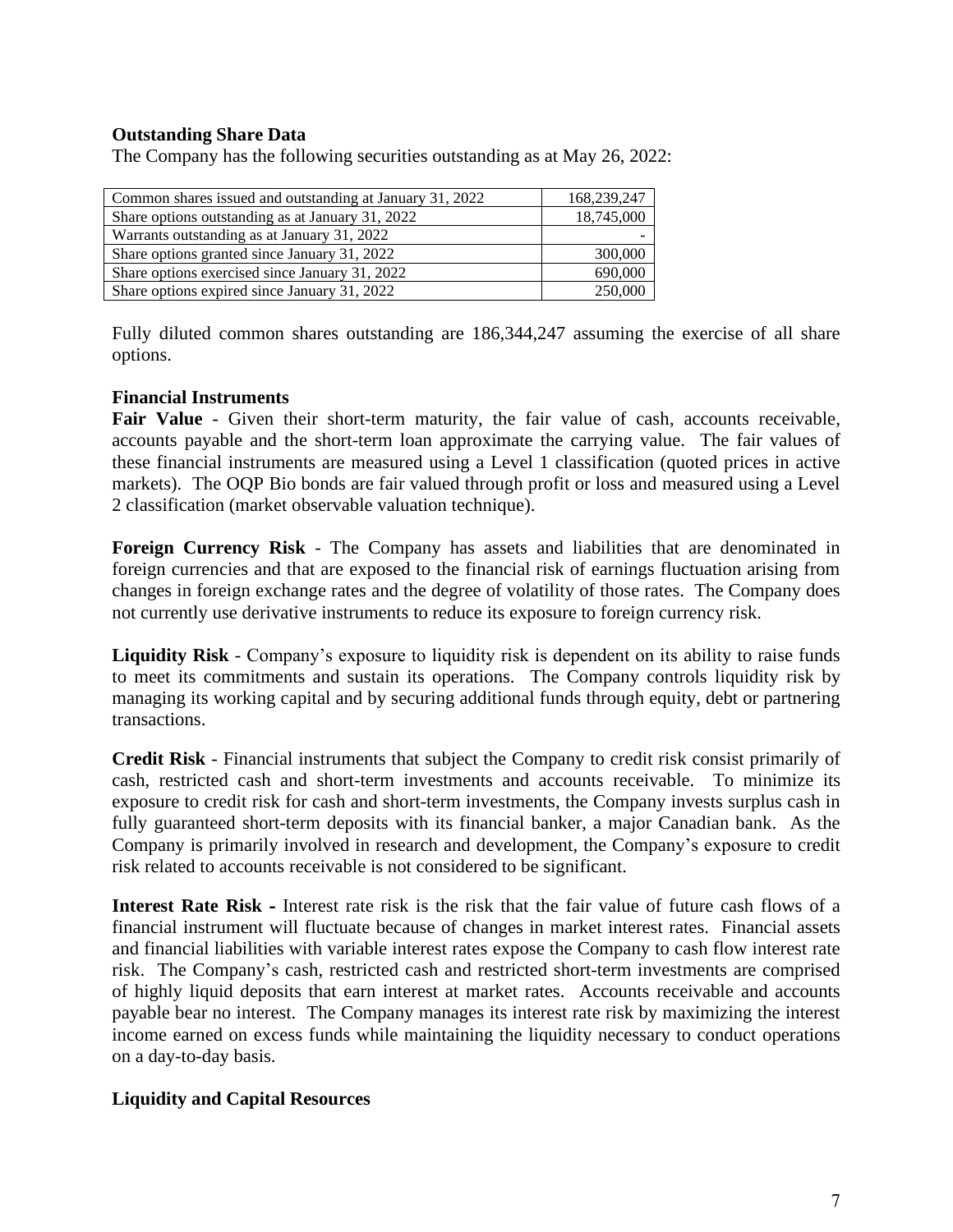### Outstanding Share Data

The Company has the following securities outstanding as at May 26, 2022:

| | |
|---|---|
| Common shares issued and outstanding at January 31, 2022 | 168,239,247 |
| Share options outstanding as at January 31, 2022 | 18,745,000 |
| Warrants outstanding as at January 31, 2022 | - |
| Share options granted since January 31, 2022 | 300,000 |
| Share options exercised since January 31, 2022 | 690,000 |
| Share options expired since January 31, 2022 | 250,000 |

Fully diluted common shares outstanding are 186,344,247 assuming the exercise of all share options.

### Financial Instruments

**Fair Value** - Given their short-term maturity, the fair value of cash, accounts receivable, accounts payable and the short-term loan approximate the carrying value. The fair values of these financial instruments are measured using a Level 1 classification (quoted prices in active markets). The OQP Bio bonds are fair valued through profit or loss and measured using a Level 2 classification (market observable valuation technique).

**Foreign Currency Risk** - The Company has assets and liabilities that are denominated in foreign currencies and that are exposed to the financial risk of earnings fluctuation arising from changes in foreign exchange rates and the degree of volatility of those rates. The Company does not currently use derivative instruments to reduce its exposure to foreign currency risk.

**Liquidity Risk** - Company's exposure to liquidity risk is dependent on its ability to raise funds to meet its commitments and sustain its operations. The Company controls liquidity risk by managing its working capital and by securing additional funds through equity, debt or partnering transactions.

**Credit Risk** - Financial instruments that subject the Company to credit risk consist primarily of cash, restricted cash and short-term investments and accounts receivable. To minimize its exposure to credit risk for cash and short-term investments, the Company invests surplus cash in fully guaranteed short-term deposits with its financial banker, a major Canadian bank. As the Company is primarily involved in research and development, the Company's exposure to credit risk related to accounts receivable is not considered to be significant.

**Interest Rate Risk -** Interest rate risk is the risk that the fair value of future cash flows of a financial instrument will fluctuate because of changes in market interest rates. Financial assets and financial liabilities with variable interest rates expose the Company to cash flow interest rate risk. The Company's cash, restricted cash and restricted short-term investments are comprised of highly liquid deposits that earn interest at market rates. Accounts receivable and accounts payable bear no interest. The Company manages its interest rate risk by maximizing the interest income earned on excess funds while maintaining the liquidity necessary to conduct operations on a day-to-day basis.

### Liquidity and Capital Resources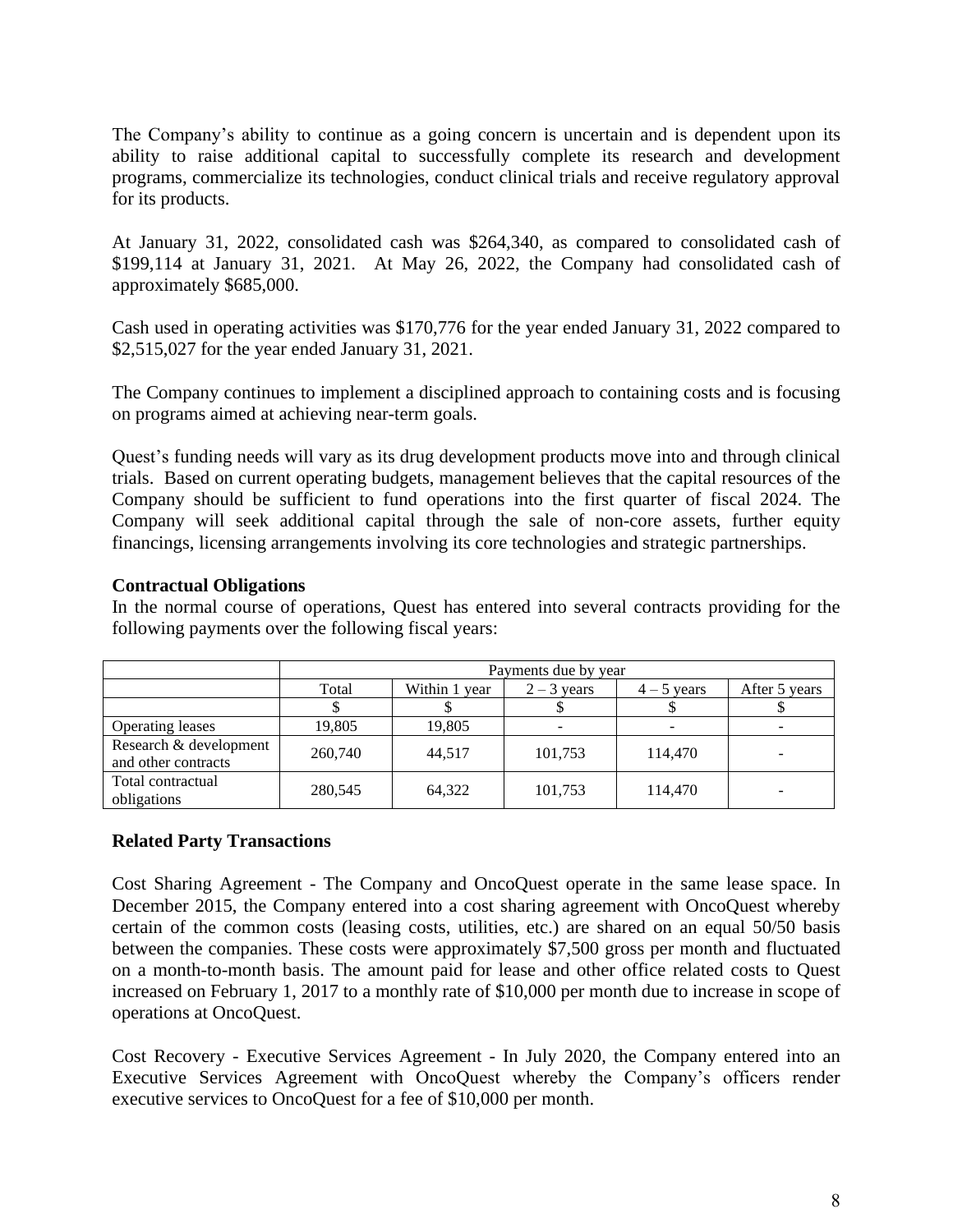The Company's ability to continue as a going concern is uncertain and is dependent upon its ability to raise additional capital to successfully complete its research and development programs, commercialize its technologies, conduct clinical trials and receive regulatory approval for its products.

At January 31, 2022, consolidated cash was $264,340, as compared to consolidated cash of $199,114 at January 31, 2021. At May 26, 2022, the Company had consolidated cash of approximately $685,000.

Cash used in operating activities was $170,776 for the year ended January 31, 2022 compared to $2,515,027 for the year ended January 31, 2021.

The Company continues to implement a disciplined approach to containing costs and is focusing on programs aimed at achieving near-term goals.

Quest's funding needs will vary as its drug development products move into and through clinical trials. Based on current operating budgets, management believes that the capital resources of the Company should be sufficient to fund operations into the first quarter of fiscal 2024. The Company will seek additional capital through the sale of non-core assets, further equity financings, licensing arrangements involving its core technologies and strategic partnerships.

**Contractual Obligations**

In the normal course of operations, Quest has entered into several contracts providing for the following payments over the following fiscal years:

| | Payments due by year | | | | |
|---|---|---|---|---|---|
| | Total | Within 1 year | 2 – 3 years | 4 – 5 years | After 5 years |
| | $ | $ | $ | $ | $ |
| Operating leases | 19,805 | 19,805 | - | - | - |
| Research & development and other contracts | 260,740 | 44,517 | 101,753 | 114,470 | - |
| Total contractual obligations | 280,545 | 64,322 | 101,753 | 114,470 | - |

**Related Party Transactions**

Cost Sharing Agreement - The Company and OncoQuest operate in the same lease space. In December 2015, the Company entered into a cost sharing agreement with OncoQuest whereby certain of the common costs (leasing costs, utilities, etc.) are shared on an equal 50/50 basis between the companies. These costs were approximately $7,500 gross per month and fluctuated on a month-to-month basis. The amount paid for lease and other office related costs to Quest increased on February 1, 2017 to a monthly rate of $10,000 per month due to increase in scope of operations at OncoQuest.

Cost Recovery - Executive Services Agreement - In July 2020, the Company entered into an Executive Services Agreement with OncoQuest whereby the Company's officers render executive services to OncoQuest for a fee of $10,000 per month.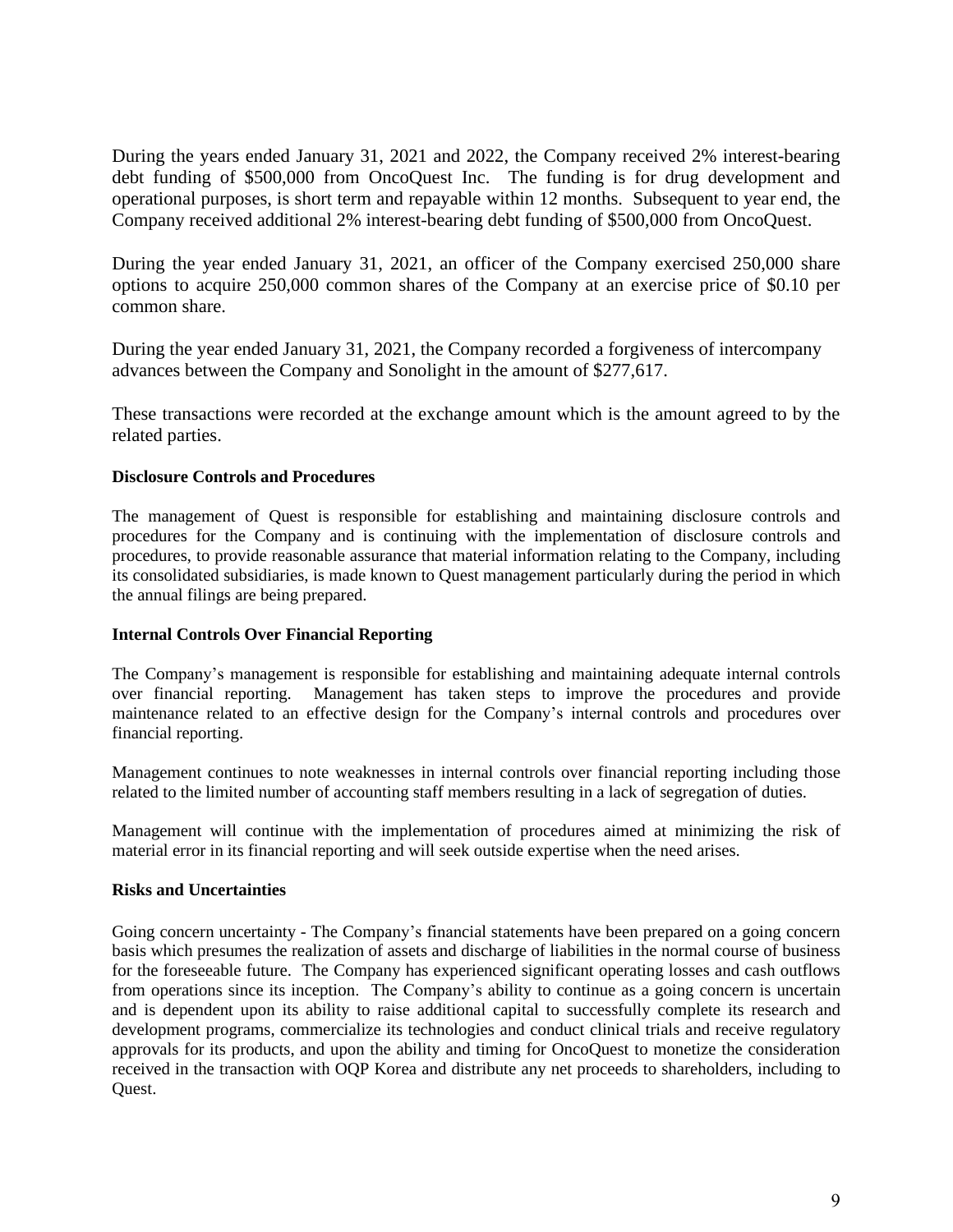During the years ended January 31, 2021 and 2022, the Company received 2% interest-bearing debt funding of $500,000 from OncoQuest Inc. The funding is for drug development and operational purposes, is short term and repayable within 12 months. Subsequent to year end, the Company received additional 2% interest-bearing debt funding of $500,000 from OncoQuest.

During the year ended January 31, 2021, an officer of the Company exercised 250,000 share options to acquire 250,000 common shares of the Company at an exercise price of $0.10 per common share.

During the year ended January 31, 2021, the Company recorded a forgiveness of intercompany advances between the Company and Sonolight in the amount of $277,617.

These transactions were recorded at the exchange amount which is the amount agreed to by the related parties.

**Disclosure Controls and Procedures**

The management of Quest is responsible for establishing and maintaining disclosure controls and procedures for the Company and is continuing with the implementation of disclosure controls and procedures, to provide reasonable assurance that material information relating to the Company, including its consolidated subsidiaries, is made known to Quest management particularly during the period in which the annual filings are being prepared.

**Internal Controls Over Financial Reporting**

The Company's management is responsible for establishing and maintaining adequate internal controls over financial reporting. Management has taken steps to improve the procedures and provide maintenance related to an effective design for the Company's internal controls and procedures over financial reporting.

Management continues to note weaknesses in internal controls over financial reporting including those related to the limited number of accounting staff members resulting in a lack of segregation of duties.

Management will continue with the implementation of procedures aimed at minimizing the risk of material error in its financial reporting and will seek outside expertise when the need arises.

**Risks and Uncertainties**

Going concern uncertainty - The Company's financial statements have been prepared on a going concern basis which presumes the realization of assets and discharge of liabilities in the normal course of business for the foreseeable future. The Company has experienced significant operating losses and cash outflows from operations since its inception. The Company's ability to continue as a going concern is uncertain and is dependent upon its ability to raise additional capital to successfully complete its research and development programs, commercialize its technologies and conduct clinical trials and receive regulatory approvals for its products, and upon the ability and timing for OncoQuest to monetize the consideration received in the transaction with OQP Korea and distribute any net proceeds to shareholders, including to Quest.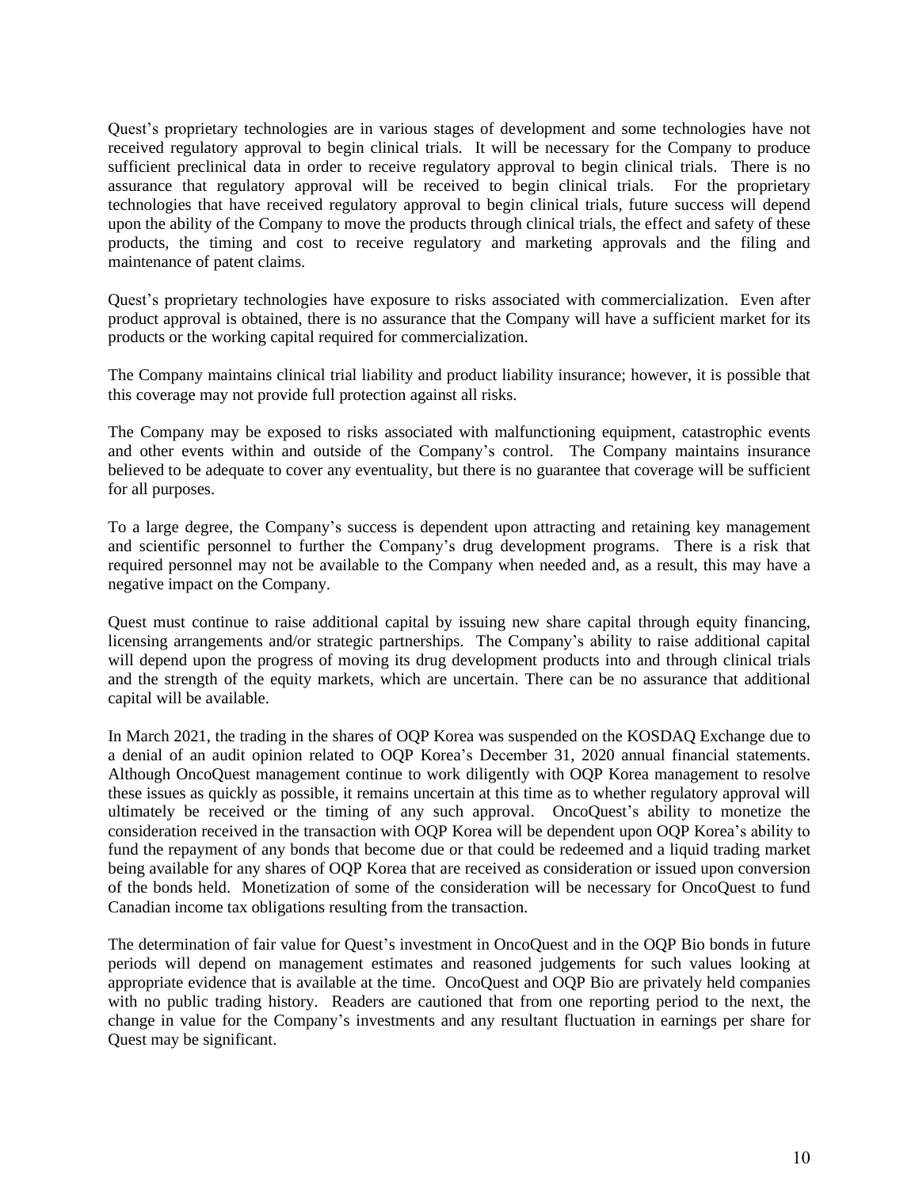Quest's proprietary technologies are in various stages of development and some technologies have not received regulatory approval to begin clinical trials. It will be necessary for the Company to produce sufficient preclinical data in order to receive regulatory approval to begin clinical trials. There is no assurance that regulatory approval will be received to begin clinical trials. For the proprietary technologies that have received regulatory approval to begin clinical trials, future success will depend upon the ability of the Company to move the products through clinical trials, the effect and safety of these products, the timing and cost to receive regulatory and marketing approvals and the filing and maintenance of patent claims.

Quest's proprietary technologies have exposure to risks associated with commercialization. Even after product approval is obtained, there is no assurance that the Company will have a sufficient market for its products or the working capital required for commercialization.

The Company maintains clinical trial liability and product liability insurance; however, it is possible that this coverage may not provide full protection against all risks.

The Company may be exposed to risks associated with malfunctioning equipment, catastrophic events and other events within and outside of the Company's control. The Company maintains insurance believed to be adequate to cover any eventuality, but there is no guarantee that coverage will be sufficient for all purposes.

To a large degree, the Company's success is dependent upon attracting and retaining key management and scientific personnel to further the Company's drug development programs. There is a risk that required personnel may not be available to the Company when needed and, as a result, this may have a negative impact on the Company.

Quest must continue to raise additional capital by issuing new share capital through equity financing, licensing arrangements and/or strategic partnerships. The Company's ability to raise additional capital will depend upon the progress of moving its drug development products into and through clinical trials and the strength of the equity markets, which are uncertain. There can be no assurance that additional capital will be available.

In March 2021, the trading in the shares of OQP Korea was suspended on the KOSDAQ Exchange due to a denial of an audit opinion related to OQP Korea's December 31, 2020 annual financial statements. Although OncoQuest management continue to work diligently with OQP Korea management to resolve these issues as quickly as possible, it remains uncertain at this time as to whether regulatory approval will ultimately be received or the timing of any such approval. OncoQuest's ability to monetize the consideration received in the transaction with OQP Korea will be dependent upon OQP Korea's ability to fund the repayment of any bonds that become due or that could be redeemed and a liquid trading market being available for any shares of OQP Korea that are received as consideration or issued upon conversion of the bonds held. Monetization of some of the consideration will be necessary for OncoQuest to fund Canadian income tax obligations resulting from the transaction.

The determination of fair value for Quest's investment in OncoQuest and in the OQP Bio bonds in future periods will depend on management estimates and reasoned judgements for such values looking at appropriate evidence that is available at the time. OncoQuest and OQP Bio are privately held companies with no public trading history. Readers are cautioned that from one reporting period to the next, the change in value for the Company's investments and any resultant fluctuation in earnings per share for Quest may be significant.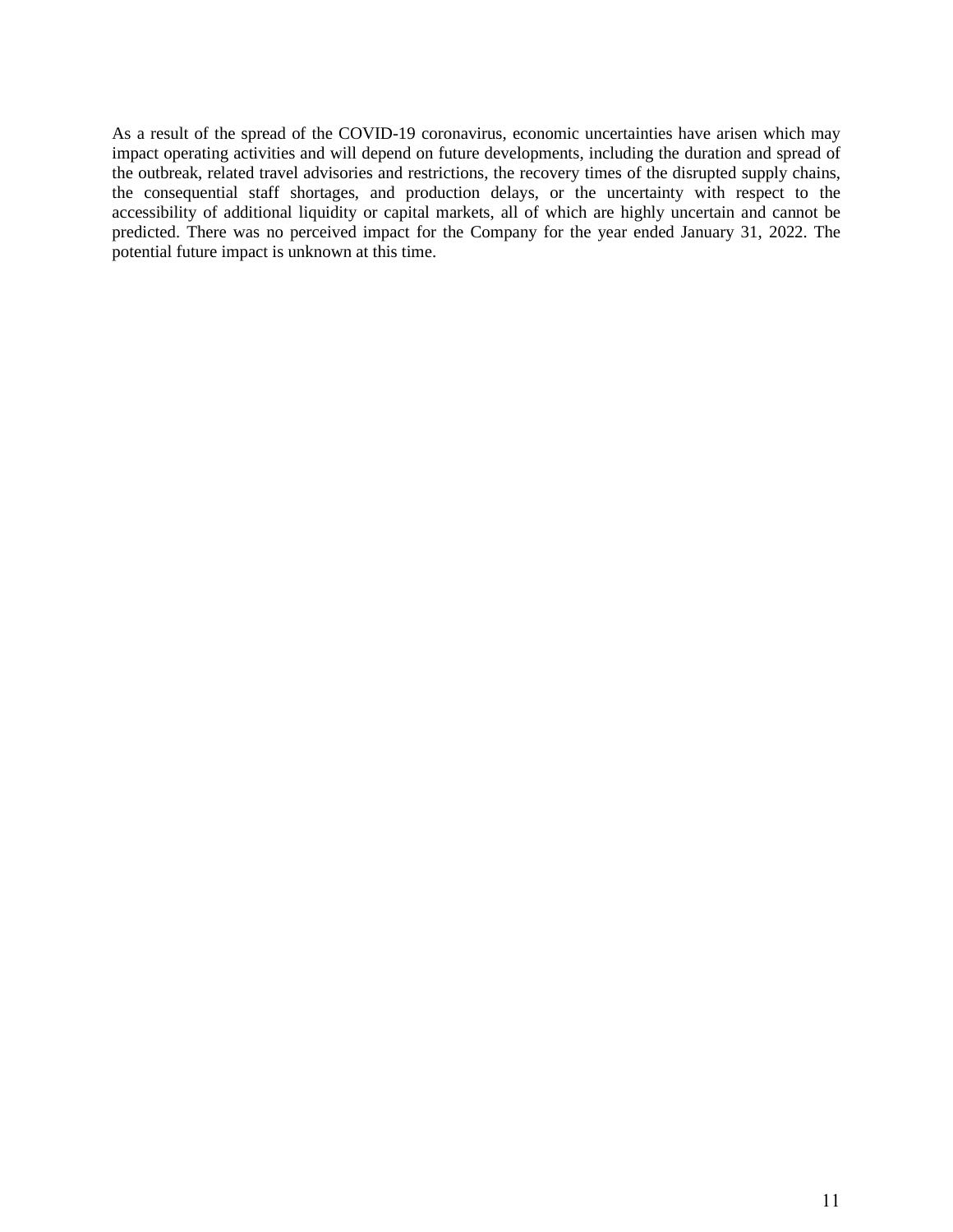As a result of the spread of the COVID-19 coronavirus, economic uncertainties have arisen which may impact operating activities and will depend on future developments, including the duration and spread of the outbreak, related travel advisories and restrictions, the recovery times of the disrupted supply chains, the consequential staff shortages, and production delays, or the uncertainty with respect to the accessibility of additional liquidity or capital markets, all of which are highly uncertain and cannot be predicted. There was no perceived impact for the Company for the year ended January 31, 2022. The potential future impact is unknown at this time.